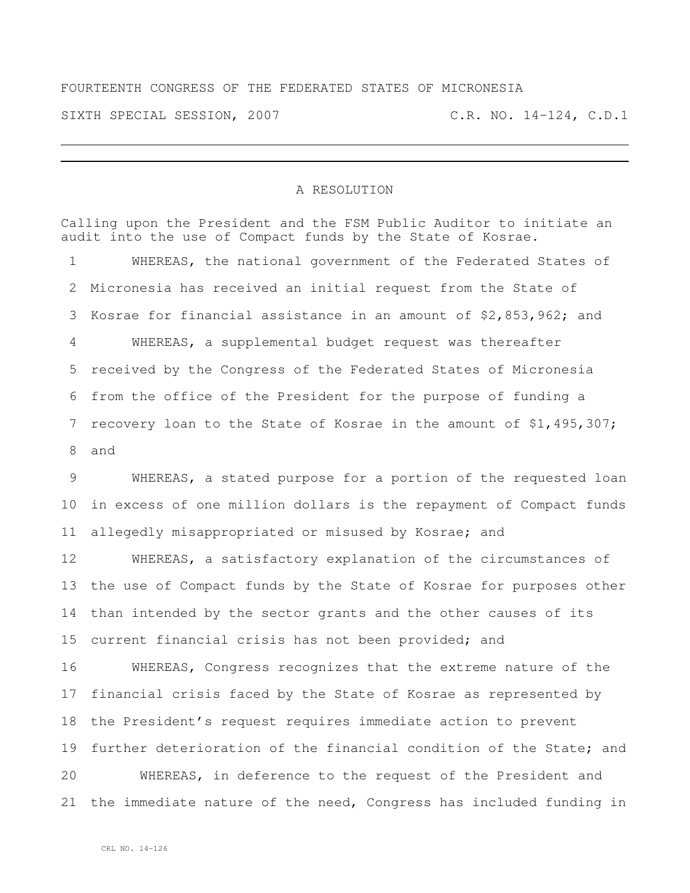FOURTEENTH CONGRESS OF THE FEDERATED STATES OF MICRONESIA

SIXTH SPECIAL SESSION, 2007 C.R. NO. 14-124, C.D.1

---

A RESOLUTION

Calling upon the President and the FSM Public Auditor to initiate an audit into the use of Compact funds by the State of Kosrae.

WHEREAS, the national government of the Federated States of Micronesia has received an initial request from the State of Kosrae for financial assistance in an amount of $2,853,962; and

WHEREAS, a supplemental budget request was thereafter received by the Congress of the Federated States of Micronesia from the office of the President for the purpose of funding a recovery loan to the State of Kosrae in the amount of $1,495,307; and

WHEREAS, a stated purpose for a portion of the requested loan in excess of one million dollars is the repayment of Compact funds allegedly misappropriated or misused by Kosrae; and

WHEREAS, a satisfactory explanation of the circumstances of the use of Compact funds by the State of Kosrae for purposes other than intended by the sector grants and the other causes of its current financial crisis has not been provided; and

WHEREAS, Congress recognizes that the extreme nature of the financial crisis faced by the State of Kosrae as represented by the President's request requires immediate action to prevent further deterioration of the financial condition of the State; and

WHEREAS, in deference to the request of the President and the immediate nature of the need, Congress has included funding in

CRL NO. 14-126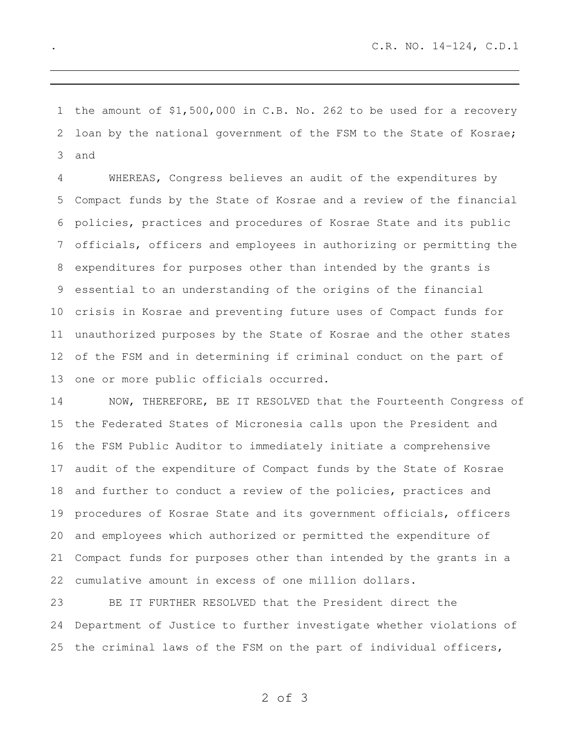the amount of $1,500,000 in C.B. No. 262 to be used for a recovery loan by the national government of the FSM to the State of Kosrae; and

WHEREAS, Congress believes an audit of the expenditures by Compact funds by the State of Kosrae and a review of the financial policies, practices and procedures of Kosrae State and its public officials, officers and employees in authorizing or permitting the expenditures for purposes other than intended by the grants is essential to an understanding of the origins of the financial crisis in Kosrae and preventing future uses of Compact funds for unauthorized purposes by the State of Kosrae and the other states of the FSM and in determining if criminal conduct on the part of one or more public officials occurred.

NOW, THEREFORE, BE IT RESOLVED that the Fourteenth Congress of the Federated States of Micronesia calls upon the President and the FSM Public Auditor to immediately initiate a comprehensive audit of the expenditure of Compact funds by the State of Kosrae and further to conduct a review of the policies, practices and procedures of Kosrae State and its government officials, officers and employees which authorized or permitted the expenditure of Compact funds for purposes other than intended by the grants in a cumulative amount in excess of one million dollars.

BE IT FURTHER RESOLVED that the President direct the Department of Justice to further investigate whether violations of the criminal laws of the FSM on the part of individual officers,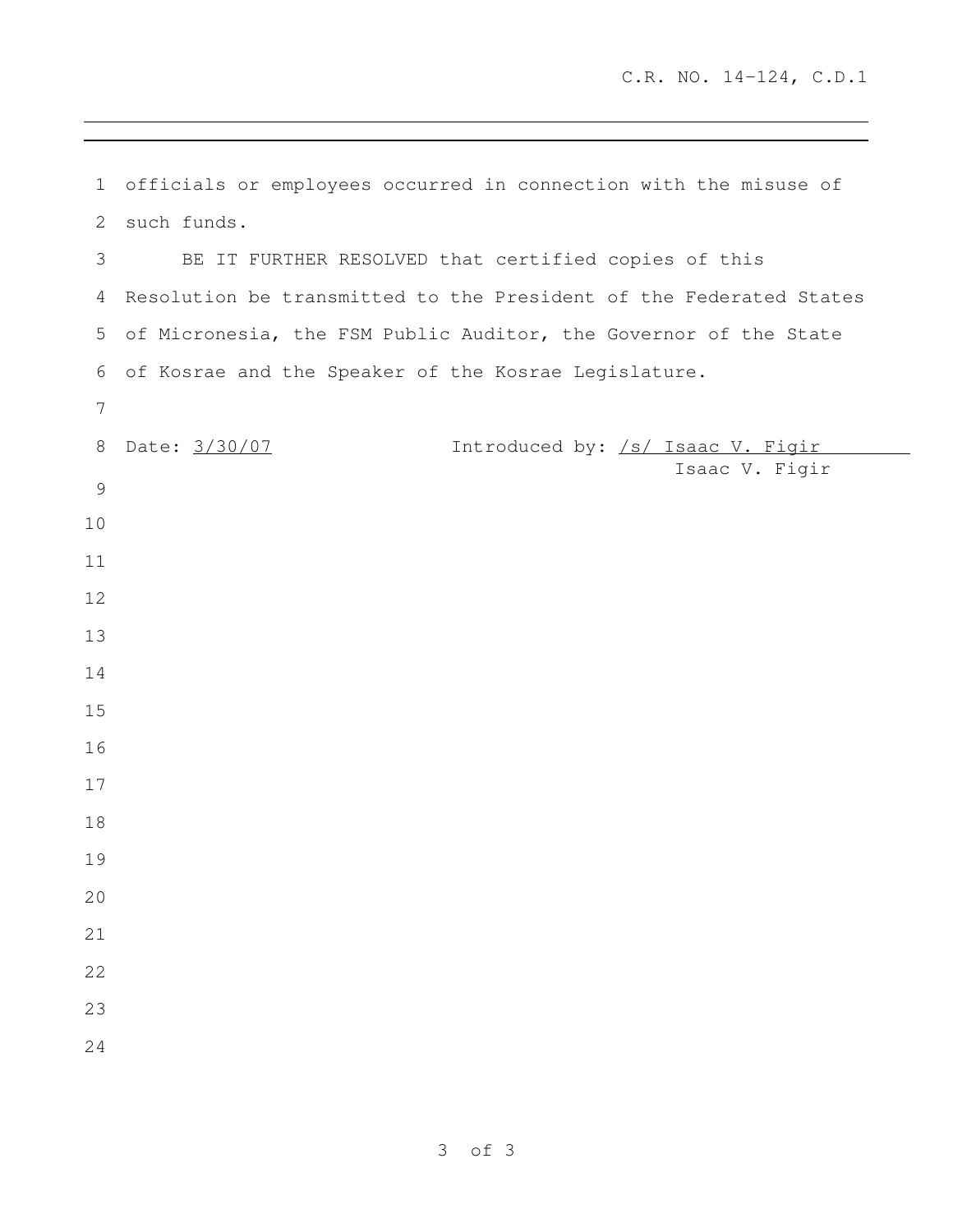officials or employees occurred in connection with the misuse of such funds.

BE IT FURTHER RESOLVED that certified copies of this Resolution be transmitted to the President of the Federated States of Micronesia, the FSM Public Auditor, the Governor of the State of Kosrae and the Speaker of the Kosrae Legislature.

Date: 3/30/07

Introduced by: /s/ Isaac V. Figir
Isaac V. Figir